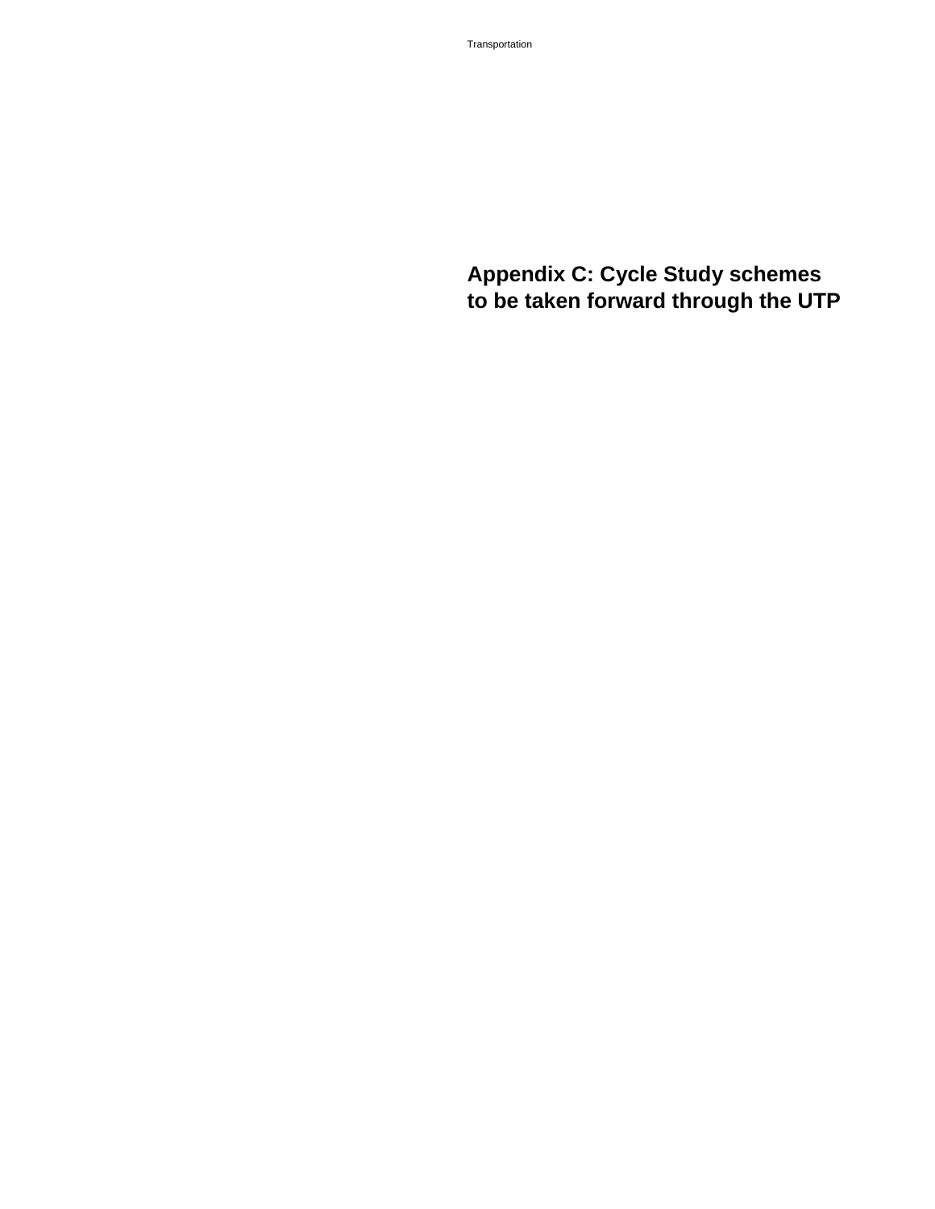# Appendix C: Cycle Study schemes to be taken forward through the UTP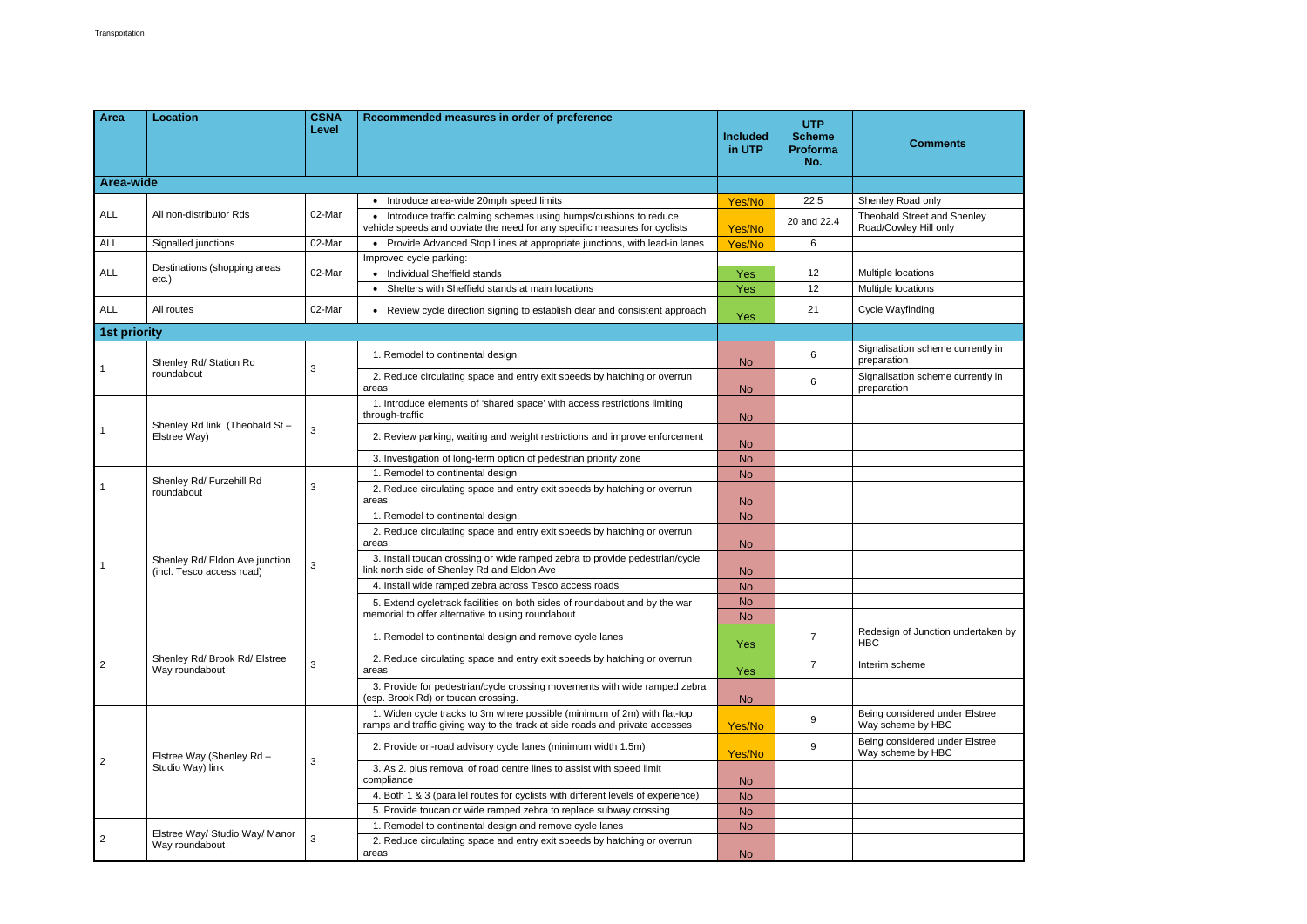| Area | Location | CSNA Level | Recommended measures in order of preference | Included in UTP | UTP Scheme Proforma No. | Comments |
|---|---|---|---|---|---|---|
| **Area-wide** | | | | | | |
| ALL | All non-distributor Rds | 02-Mar | • Introduce area-wide 20mph speed limits | Yes/No | 22.5 | Shenley Road only |
| | | | • Introduce traffic calming schemes using humps/cushions to reduce vehicle speeds and obviate the need for any specific measures for cyclists | Yes/No | 20 and 22.4 | Theobald Street and Shenley Road/Cowley Hill only |
| ALL | Signalled junctions | 02-Mar | • Provide Advanced Stop Lines at appropriate junctions, with lead-in lanes | Yes/No | 6 | |
| ALL | Destinations (shopping areas etc.) | 02-Mar | Improved cycle parking: | | | |
| | | | • Individual Sheffield stands | Yes | 12 | Multiple locations |
| | | | • Shelters with Sheffield stands at main locations | Yes | 12 | Multiple locations |
| ALL | All routes | 02-Mar | • Review cycle direction signing to establish clear and consistent approach | Yes | 21 | Cycle Wayfinding |
| **1st priority** | | | | | | |
| 1 | Shenley Rd/ Station Rd roundabout | 3 | 1. Remodel to continental design. | No | 6 | Signalisation scheme currently in preparation |
| | | | 2. Reduce circulating space and entry exit speeds by hatching or overrun areas | No | 6 | Signalisation scheme currently in preparation |
| 1 | Shenley Rd link (Theobald St – Elstree Way) | 3 | 1. Introduce elements of 'shared space' with access restrictions limiting through-traffic | No | | |
| | | | 2. Review parking, waiting and weight restrictions and improve enforcement | No | | |
| | | | 3. Investigation of long-term option of pedestrian priority zone | No | | |
| 1 | Shenley Rd/ Furzehill Rd roundabout | 3 | 1. Remodel to continental design | No | | |
| | | | 2. Reduce circulating space and entry exit speeds by hatching or overrun areas. | No | | |
| 1 | Shenley Rd/ Eldon Ave junction (incl. Tesco access road) | 3 | 1. Remodel to continental design. | No | | |
| | | | 2. Reduce circulating space and entry exit speeds by hatching or overrun areas. | No | | |
| | | | 3. Install toucan crossing or wide ramped zebra to provide pedestrian/cycle link north side of Shenley Rd and Eldon Ave | No | | |
| | | | 4. Install wide ramped zebra across Tesco access roads | No | | |
| | | | 5. Extend cycletrack facilities on both sides of roundabout and by the war memorial to offer alternative to using roundabout | No | | |
| | | | | No | | |
| 2 | Shenley Rd/ Brook Rd/ Elstree Way roundabout | 3 | 1. Remodel to continental design and remove cycle lanes | Yes | 7 | Redesign of Junction undertaken by HBC |
| | | | 2. Reduce circulating space and entry exit speeds by hatching or overrun areas | Yes | 7 | Interim scheme |
| | | | 3. Provide for pedestrian/cycle crossing movements with wide ramped zebra (esp. Brook Rd) or toucan crossing. | No | | |
| 2 | Elstree Way (Shenley Rd – Studio Way) link | 3 | 1. Widen cycle tracks to 3m where possible (minimum of 2m) with flat-top ramps and traffic giving way to the track at side roads and private accesses | Yes/No | 9 | Being considered under Elstree Way scheme by HBC |
| | | | 2. Provide on-road advisory cycle lanes (minimum width 1.5m) | Yes/No | 9 | Being considered under Elstree Way scheme by HBC |
| | | | 3. As 2. plus removal of road centre lines to assist with speed limit compliance | No | | |
| | | | 4. Both 1 & 3 (parallel routes for cyclists with different levels of experience) | No | | |
| | | | 5. Provide toucan or wide ramped zebra to replace subway crossing | No | | |
| 2 | Elstree Way/ Studio Way/ Manor Way roundabout | 3 | 1. Remodel to continental design and remove cycle lanes | No | | |
| | | | 2. Reduce circulating space and entry exit speeds by hatching or overrun areas | No | | |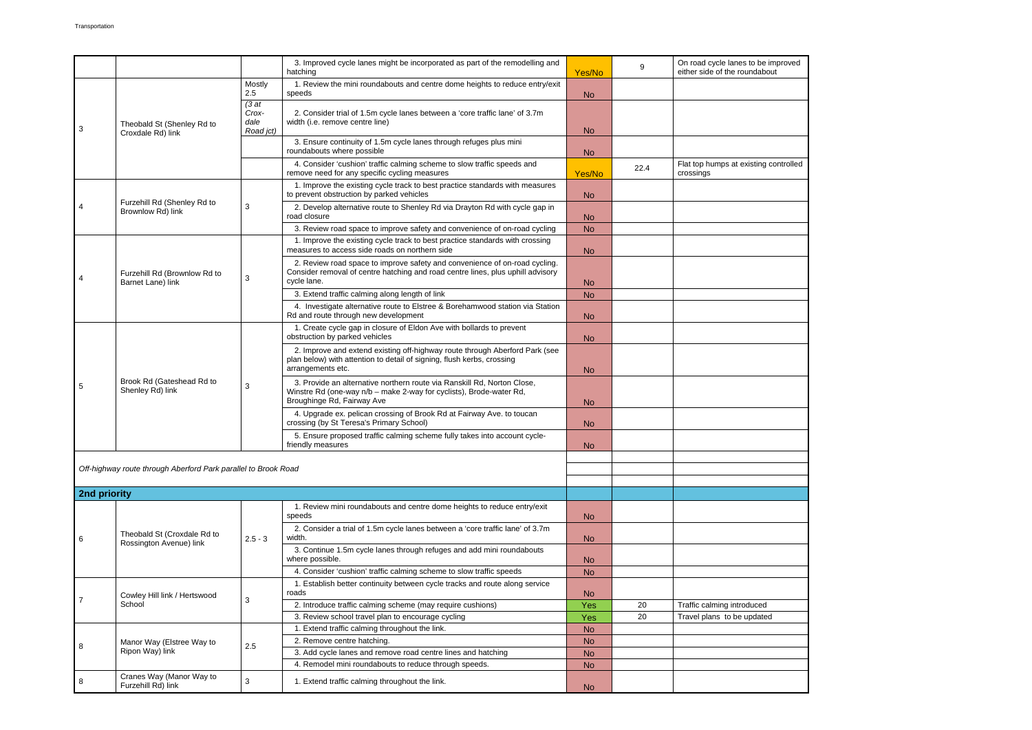| | | | | | | |
|---|---|---|---|---|---|---|
| | | | 3. Improved cycle lanes might be incorporated as part of the remodelling and hatching | Yes/No | 9 | On road cycle lanes to be improved either side of the roundabout |
| 3 | Theobald St (Shenley Rd to Croxdale Rd) link | Mostly 2.5 | 1. Review the mini roundabouts and centre dome heights to reduce entry/exit speeds | No | | |
| | | *(3 at Crox-dale Road jct)* | 2. Consider trial of 1.5m cycle lanes between a 'core traffic lane' of 3.7m width (i.e. remove centre line) | No | | |
| | | | 3. Ensure continuity of 1.5m cycle lanes through refuges plus mini roundabouts where possible | No | | |
| | | | 4. Consider 'cushion' traffic calming scheme to slow traffic speeds and remove need for any specific cycling measures | Yes/No | 22.4 | Flat top humps at existing controlled crossings |
| 4 | Furzehill Rd (Shenley Rd to Brownlow Rd) link | 3 | 1. Improve the existing cycle track to best practice standards with measures to prevent obstruction by parked vehicles | No | | |
| | | | 2. Develop alternative route to Shenley Rd via Drayton Rd with cycle gap in road closure | No | | |
| | | | 3. Review road space to improve safety and convenience of on-road cycling | No | | |
| 4 | Furzehill Rd (Brownlow Rd to Barnet Lane) link | 3 | 1. Improve the existing cycle track to best practice standards with crossing measures to access side roads on northern side | No | | |
| | | | 2. Review road space to improve safety and convenience of on-road cycling. Consider removal of centre hatching and road centre lines, plus uphill advisory cycle lane. | No | | |
| | | | 3. Extend traffic calming along length of link | No | | |
| | | | 4. Investigate alternative route to Elstree & Borehamwood station via Station Rd and route through new development | No | | |
| 5 | Brook Rd (Gateshead Rd to Shenley Rd) link | 3 | 1. Create cycle gap in closure of Eldon Ave with bollards to prevent obstruction by parked vehicles | No | | |
| | | | 2. Improve and extend existing off-highway route through Aberford Park (see plan below) with attention to detail of signing, flush kerbs, crossing arrangements etc. | No | | |
| | | | 3. Provide an alternative northern route via Ranskill Rd, Norton Close, Winstre Rd (one-way n/b – make 2-way for cyclists), Brode-water Rd, Broughinge Rd, Fairway Ave | No | | |
| | | | 4. Upgrade ex. pelican crossing of Brook Rd at Fairway Ave. to toucan crossing (by St Teresa's Primary School) | No | | |
| | | | 5. Ensure proposed traffic calming scheme fully takes into account cycle-friendly measures | No | | |
| *Off-highway route through Aberford Park parallel to Brook Road* | | | | | | |
| **2nd priority** | | | | | | |
| 6 | Theobald St (Croxdale Rd to Rossington Avenue) link | 2.5 - 3 | 1. Review mini roundabouts and centre dome heights to reduce entry/exit speeds | No | | |
| | | | 2. Consider a trial of 1.5m cycle lanes between a 'core traffic lane' of 3.7m width. | No | | |
| | | | 3. Continue 1.5m cycle lanes through refuges and add mini roundabouts where possible. | No | | |
| | | | 4. Consider 'cushion' traffic calming scheme to slow traffic speeds | No | | |
| 7 | Cowley Hill link / Hertswood School | 3 | 1. Establish better continuity between cycle tracks and route along service roads | No | | |
| | | | 2. Introduce traffic calming scheme (may require cushions) | Yes | 20 | Traffic calming introduced |
| | | | 3. Review school travel plan to encourage cycling | Yes | 20 | Travel plans to be updated |
| 8 | Manor Way (Elstree Way to Ripon Way) link | 2.5 | 1. Extend traffic calming throughout the link. | No | | |
| | | | 2. Remove centre hatching. | No | | |
| | | | 3. Add cycle lanes and remove road centre lines and hatching | No | | |
| | | | 4. Remodel mini roundabouts to reduce through speeds. | No | | |
| 8 | Cranes Way (Manor Way to Furzehill Rd) link | 3 | 1. Extend traffic calming throughout the link. | No | | |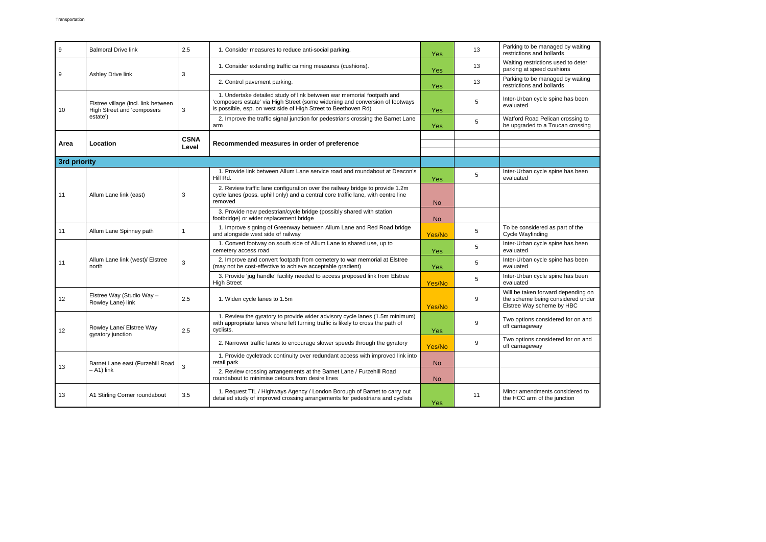| | | | | | | |
|---|---|---|---|---|---|---|
| 9 | Balmoral Drive link | 2.5 | 1. Consider measures to reduce anti-social parking. | Yes | 13 | Parking to be managed by waiting restrictions and bollards |
| 9 | Ashley Drive link | 3 | 1. Consider extending traffic calming measures (cushions). | Yes | 13 | Waiting restrictions used to deter parking at speed cushions |
| | | | 2. Control pavement parking. | Yes | 13 | Parking to be managed by waiting restrictions and bollards |
| 10 | Elstree village (incl. link between High Street and 'composers estate') | 3 | 1. Undertake detailed study of link between war memorial footpath and 'composers estate' via High Street (some widening and conversion of footways is possible, esp. on west side of High Street to Beethoven Rd) | Yes | 5 | Inter-Urban cycle spine has been evaluated |
| | | | 2. Improve the traffic signal junction for pedestrians crossing the Barnet Lane arm | Yes | 5 | Watford Road Pelican crossing to be upgraded to a Toucan crossing |
| **Area** | **Location** | **CSNA Level** | **Recommended measures in order of preference** | | | |
| **3rd priority** | | | | | | |
| 11 | Allum Lane link (east) | 3 | 1. Provide link between Allum Lane service road and roundabout at Deacon's Hill Rd. | Yes | 5 | Inter-Urban cycle spine has been evaluated |
| | | | 2. Review traffic lane configuration over the railway bridge to provide 1.2m cycle lanes (poss. uphill only) and a central core traffic lane, with centre line removed | No | | |
| | | | 3. Provide new pedestrian/cycle bridge (possibly shared with station footbridge) or wider replacement bridge | No | | |
| 11 | Allum Lane Spinney path | 1 | 1. Improve signing of Greenway between Allum Lane and Red Road bridge and alongside west side of railway | Yes/No | 5 | To be considered as part of the Cycle Wayfinding |
| 11 | Allum Lane link (west)/ Elstree north | 3 | 1. Convert footway on south side of Allum Lane to shared use, up to cemetery access road | Yes | 5 | Inter-Urban cycle spine has been evaluated |
| | | | 2. Improve and convert footpath from cemetery to war memorial at Elstree (may not be cost-effective to achieve acceptable gradient) | Yes | 5 | Inter-Urban cycle spine has been evaluated |
| | | | 3. Provide 'jug handle' facility needed to access proposed link from Elstree High Street | Yes/No | 5 | Inter-Urban cycle spine has been evaluated |
| 12 | Elstree Way (Studio Way – Rowley Lane) link | 2.5 | 1. Widen cycle lanes to 1.5m | Yes/No | 9 | Will be taken forward depending on the scheme being considered under Elstree Way scheme by HBC |
| 12 | Rowley Lane/ Elstree Way gyratory junction | 2.5 | 1. Review the gyratory to provide wider advisory cycle lanes (1.5m minimum) with appropriate lanes where left turning traffic is likely to cross the path of cyclists. | Yes | 9 | Two options considered for on and off carriageway |
| | | | 2. Narrower traffic lanes to encourage slower speeds through the gyratory | Yes/No | 9 | Two options considered for on and off carriageway |
| 13 | Barnet Lane east (Furzehill Road – A1) link | 3 | 1. Provide cycletrack continuity over redundant access with improved link into retail park | No | | |
| | | | 2. Review crossing arrangements at the Barnet Lane / Furzehill Road roundabout to minimise detours from desire lines | No | | |
| 13 | A1 Stirling Corner roundabout | 3.5 | 1. Request TfL / Highways Agency / London Borough of Barnet to carry out detailed study of improved crossing arrangements for pedestrians and cyclists | Yes | 11 | Minor amendments considered to the HCC arm of the junction |